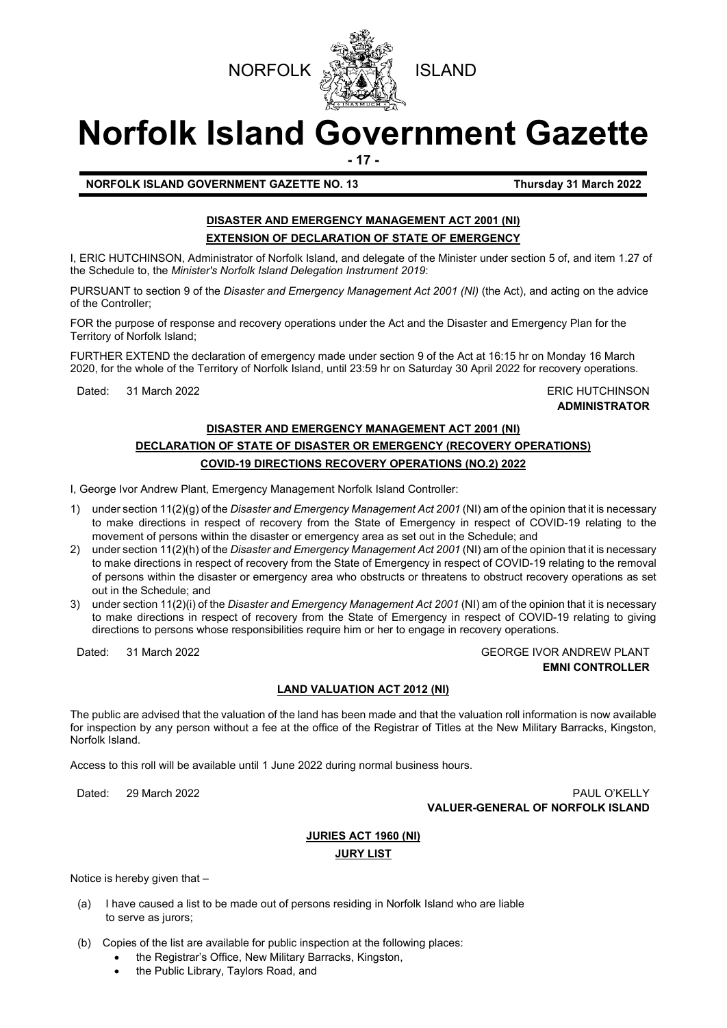NORFOLK ISLAND

# Norfolk Island Government Gazette

**NORFOLK ISLAND GOVERNMENT GAZETTE NO. 13** **Thursday 31 March 2022**

## DISASTER AND EMERGENCY MANAGEMENT ACT 2001 (NI)

### EXTENSION OF DECLARATION OF STATE OF EMERGENCY

I, ERIC HUTCHINSON, Administrator of Norfolk Island, and delegate of the Minister under section 5 of, and item 1.27 of the Schedule to, the *Minister's Norfolk Island Delegation Instrument 2019*:

PURSUANT to section 9 of the *Disaster and Emergency Management Act 2001 (NI)* (the Act), and acting on the advice of the Controller;

FOR the purpose of response and recovery operations under the Act and the Disaster and Emergency Plan for the Territory of Norfolk Island;

FURTHER EXTEND the declaration of emergency made under section 9 of the Act at 16:15 hr on Monday 16 March 2020, for the whole of the Territory of Norfolk Island, until 23:59 hr on Saturday 30 April 2022 for recovery operations.

Dated: 31 March 2022

ERIC HUTCHINSON
**ADMINISTRATOR**

## DISASTER AND EMERGENCY MANAGEMENT ACT 2001 (NI)

### DECLARATION OF STATE OF DISASTER OR EMERGENCY (RECOVERY OPERATIONS)

### COVID-19 DIRECTIONS RECOVERY OPERATIONS (NO.2) 2022

I, George Ivor Andrew Plant, Emergency Management Norfolk Island Controller:

1) under section 11(2)(g) of the *Disaster and Emergency Management Act 2001* (NI) am of the opinion that it is necessary to make directions in respect of recovery from the State of Emergency in respect of COVID-19 relating to the movement of persons within the disaster or emergency area as set out in the Schedule; and
2) under section 11(2)(h) of the *Disaster and Emergency Management Act 2001* (NI) am of the opinion that it is necessary to make directions in respect of recovery from the State of Emergency in respect of COVID-19 relating to the removal of persons within the disaster or emergency area who obstructs or threatens to obstruct recovery operations as set out in the Schedule; and
3) under section 11(2)(i) of the *Disaster and Emergency Management Act 2001* (NI) am of the opinion that it is necessary to make directions in respect of recovery from the State of Emergency in respect of COVID-19 relating to giving directions to persons whose responsibilities require him or her to engage in recovery operations.

Dated: 31 March 2022

GEORGE IVOR ANDREW PLANT
**EMNI CONTROLLER**

## LAND VALUATION ACT 2012 (NI)

The public are advised that the valuation of the land has been made and that the valuation roll information is now available for inspection by any person without a fee at the office of the Registrar of Titles at the New Military Barracks, Kingston, Norfolk Island.

Access to this roll will be available until 1 June 2022 during normal business hours.

Dated: 29 March 2022

PAUL O'KELLY
**VALUER-GENERAL OF NORFOLK ISLAND**

## JURIES ACT 1960 (NI)

### JURY LIST

Notice is hereby given that –

(a) I have caused a list to be made out of persons residing in Norfolk Island who are liable to serve as jurors;

(b) Copies of the list are available for public inspection at the following places:
- the Registrar's Office, New Military Barracks, Kingston,
- the Public Library, Taylors Road, and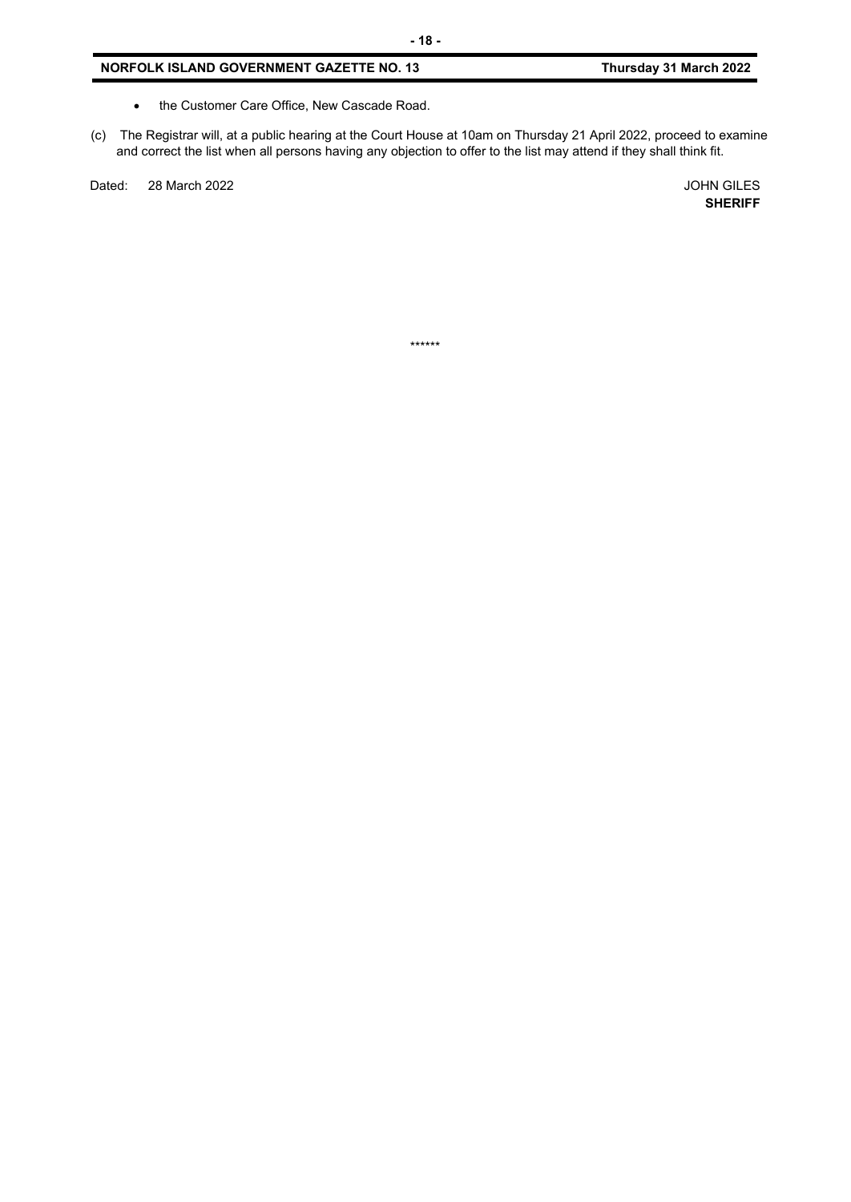- the Customer Care Office, New Cascade Road.

(c) The Registrar will, at a public hearing at the Court House at 10am on Thursday 21 April 2022, proceed to examine and correct the list when all persons having any objection to offer to the list may attend if they shall think fit.

Dated: 28 March 2022

JOHN GILES
**SHERIFF**

******